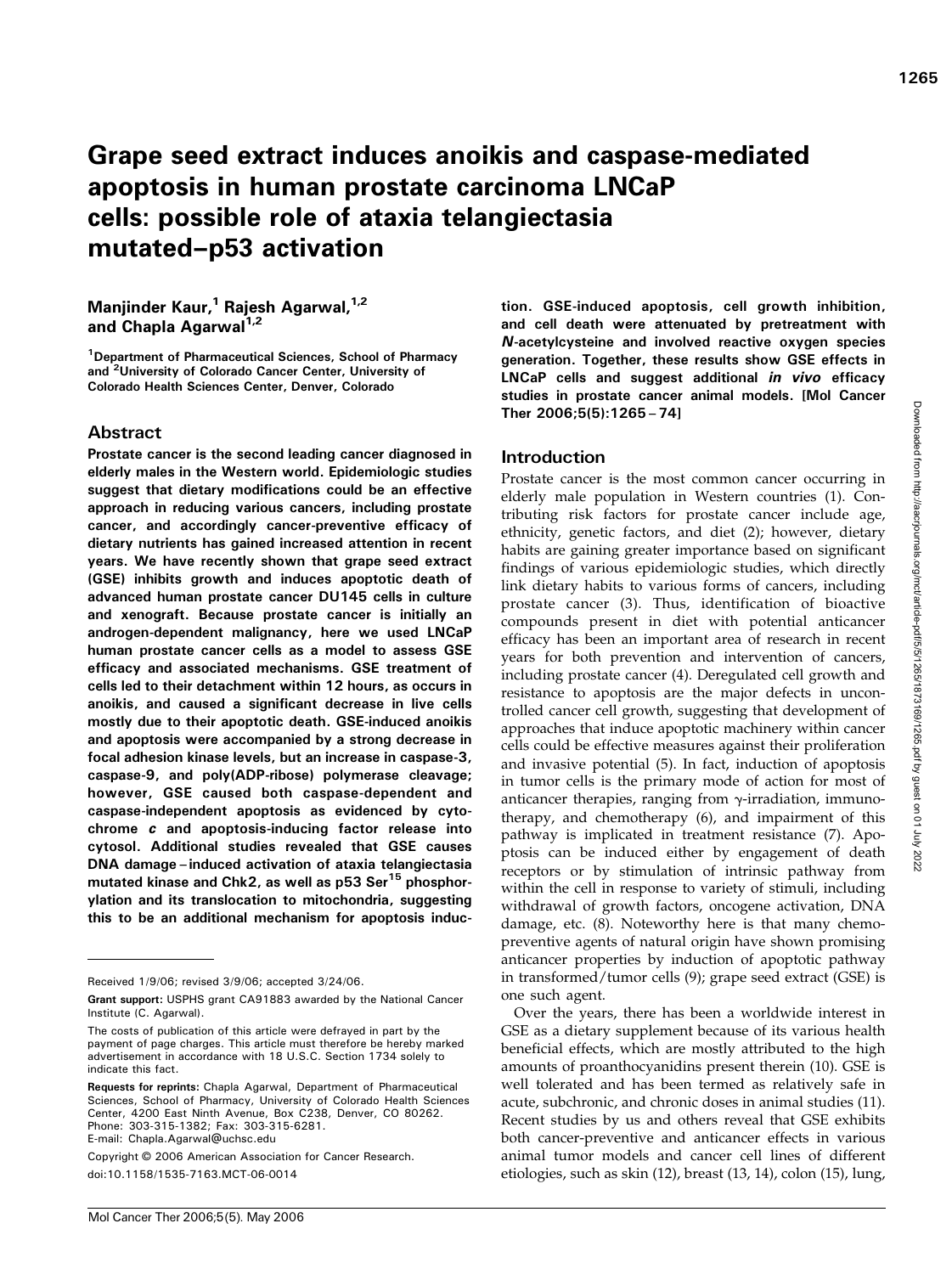# Grape seed extract induces anoikis and caspase-mediated apoptosis in human prostate carcinoma LNCaP cells: possible role of ataxia telangiectasia mutated–p53 activation

**Manjinder Kaur,[1] Rajesh Agarwal,[1,2] and Chapla Agarwal[1,2]**

[1]Department of Pharmaceutical Sciences, School of Pharmacy and [2]University of Colorado Cancer Center, University of Colorado Health Sciences Center, Denver, Colorado

## Abstract

**Prostate cancer is the second leading cancer diagnosed in elderly males in the Western world. Epidemiologic studies suggest that dietary modifications could be an effective approach in reducing various cancers, including prostate cancer, and accordingly cancer-preventive efficacy of dietary nutrients has gained increased attention in recent years. We have recently shown that grape seed extract (GSE) inhibits growth and induces apoptotic death of advanced human prostate cancer DU145 cells in culture and xenograft. Because prostate cancer is initially an androgen-dependent malignancy, here we used LNCaP human prostate cancer cells as a model to assess GSE efficacy and associated mechanisms. GSE treatment of cells led to their detachment within 12 hours, as occurs in anoikis, and caused a significant decrease in live cells mostly due to their apoptotic death. GSE-induced anoikis and apoptosis were accompanied by a strong decrease in focal adhesion kinase levels, but an increase in caspase-3, caspase-9, and poly(ADP-ribose) polymerase cleavage; however, GSE caused both caspase-dependent and caspase-independent apoptosis as evidenced by cytochrome *c* and apoptosis-inducing factor release into cytosol. Additional studies revealed that GSE causes DNA damage–induced activation of ataxia telangiectasia mutated kinase and Chk2, as well as p53 Ser[15] phosphorylation and its translocation to mitochondria, suggesting this to be an additional mechanism for apoptosis induction. GSE-induced apoptosis, cell growth inhibition, and cell death were attenuated by pretreatment with *N*-acetylcysteine and involved reactive oxygen species generation. Together, these results show GSE effects in LNCaP cells and suggest additional *in vivo* efficacy studies in prostate cancer animal models. [Mol Cancer Ther 2006;5(5):1265–74]**

## Introduction

Prostate cancer is the most common cancer occurring in elderly male population in Western countries (1). Contributing risk factors for prostate cancer include age, ethnicity, genetic factors, and diet (2); however, dietary habits are gaining greater importance based on significant findings of various epidemiologic studies, which directly link dietary habits to various forms of cancers, including prostate cancer (3). Thus, identification of bioactive compounds present in diet with potential anticancer efficacy has been an important area of research in recent years for both prevention and intervention of cancers, including prostate cancer (4). Deregulated cell growth and resistance to apoptosis are the major defects in uncontrolled cancer cell growth, suggesting that development of approaches that induce apoptotic machinery within cancer cells could be effective measures against their proliferation and invasive potential (5). In fact, induction of apoptosis in tumor cells is the primary mode of action for most of anticancer therapies, ranging from γ-irradiation, immunotherapy, and chemotherapy (6), and impairment of this pathway is implicated in treatment resistance (7). Apoptosis can be induced either by engagement of death receptors or by stimulation of intrinsic pathway from within the cell in response to variety of stimuli, including withdrawal of growth factors, oncogene activation, DNA damage, etc. (8). Noteworthy here is that many chemopreventive agents of natural origin have shown promising anticancer properties by induction of apoptotic pathway in transformed/tumor cells (9); grape seed extract (GSE) is one such agent.

Over the years, there has been a worldwide interest in GSE as a dietary supplement because of its various health beneficial effects, which are mostly attributed to the high amounts of proanthocyanidins present therein (10). GSE is well tolerated and has been termed as relatively safe in acute, subchronic, and chronic doses in animal studies (11). Recent studies by us and others reveal that GSE exhibits both cancer-preventive and anticancer effects in various animal tumor models and cancer cell lines of different etiologies, such as skin (12), breast (13, 14), colon (15), lung,

---

Received 1/9/06; revised 3/9/06; accepted 3/24/06.

**Grant support:** USPHS grant CA91883 awarded by the National Cancer Institute (C. Agarwal).

The costs of publication of this article were defrayed in part by the payment of page charges. This article must therefore be hereby marked advertisement in accordance with 18 U.S.C. Section 1734 solely to indicate this fact.

**Requests for reprints:** Chapla Agarwal, Department of Pharmaceutical Sciences, School of Pharmacy, University of Colorado Health Sciences Center, 4200 East Ninth Avenue, Box C238, Denver, CO 80262. Phone: 303-315-1382; Fax: 303-315-6281. E-mail: Chapla.Agarwal@uchsc.edu

Copyright © 2006 American Association for Cancer Research.

doi:10.1158/1535-7163.MCT-06-0014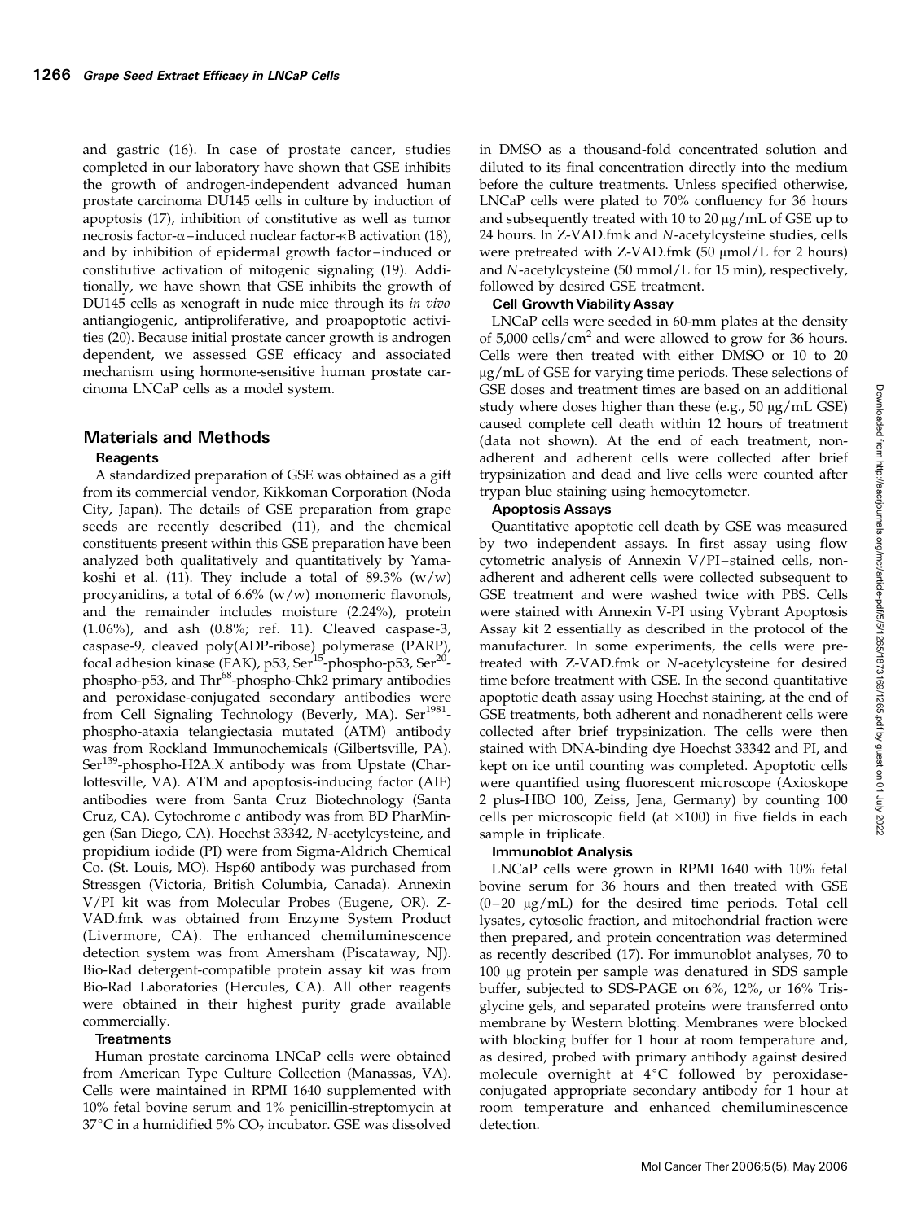and gastric (16). In case of prostate cancer, studies completed in our laboratory have shown that GSE inhibits the growth of androgen-independent advanced human prostate carcinoma DU145 cells in culture by induction of apoptosis (17), inhibition of constitutive as well as tumor necrosis factor-α–induced nuclear factor-κB activation (18), and by inhibition of epidermal growth factor–induced or constitutive activation of mitogenic signaling (19). Additionally, we have shown that GSE inhibits the growth of DU145 cells as xenograft in nude mice through its *in vivo* antiangiogenic, antiproliferative, and proapoptotic activities (20). Because initial prostate cancer growth is androgen dependent, we assessed GSE efficacy and associated mechanism using hormone-sensitive human prostate carcinoma LNCaP cells as a model system.

## Materials and Methods

### Reagents

A standardized preparation of GSE was obtained as a gift from its commercial vendor, Kikkoman Corporation (Noda City, Japan). The details of GSE preparation from grape seeds are recently described (11), and the chemical constituents present within this GSE preparation have been analyzed both qualitatively and quantitatively by Yamakoshi et al. (11). They include a total of 89.3% (w/w) procyanidins, a total of 6.6% (w/w) monomeric flavonols, and the remainder includes moisture (2.24%), protein (1.06%), and ash (0.8%; ref. 11). Cleaved caspase-3, caspase-9, cleaved poly(ADP-ribose) polymerase (PARP), focal adhesion kinase (FAK), p53, Ser[15]-phospho-p53, Ser[20]-phospho-p53, and Thr[68]-phospho-Chk2 primary antibodies and peroxidase-conjugated secondary antibodies were from Cell Signaling Technology (Beverly, MA). Ser[1981]-phospho-ataxia telangiectasia mutated (ATM) antibody was from Rockland Immunochemicals (Gilbertsville, PA). Ser[139]-phospho-H2A.X antibody was from Upstate (Charlottesville, VA). ATM and apoptosis-inducing factor (AIF) antibodies were from Santa Cruz Biotechnology (Santa Cruz, CA). Cytochrome *c* antibody was from BD PharMingen (San Diego, CA). Hoechst 33342, *N*-acetylcysteine, and propidium iodide (PI) were from Sigma-Aldrich Chemical Co. (St. Louis, MO). Hsp60 antibody was purchased from Stressgen (Victoria, British Columbia, Canada). Annexin V/PI kit was from Molecular Probes (Eugene, OR). Z-VAD.fmk was obtained from Enzyme System Product (Livermore, CA). The enhanced chemiluminescence detection system was from Amersham (Piscataway, NJ). Bio-Rad detergent-compatible protein assay kit was from Bio-Rad Laboratories (Hercules, CA). All other reagents were obtained in their highest purity grade available commercially.

### Treatments

Human prostate carcinoma LNCaP cells were obtained from American Type Culture Collection (Manassas, VA). Cells were maintained in RPMI 1640 supplemented with 10% fetal bovine serum and 1% penicillin-streptomycin at 37°C in a humidified 5% $CO_2$ incubator. GSE was dissolved in DMSO as a thousand-fold concentrated solution and diluted to its final concentration directly into the medium before the culture treatments. Unless specified otherwise, LNCaP cells were plated to 70% confluency for 36 hours and subsequently treated with 10 to 20 μg/mL of GSE up to 24 hours. In Z-VAD.fmk and *N*-acetylcysteine studies, cells were pretreated with Z-VAD.fmk (50 μmol/L for 2 hours) and *N*-acetylcysteine (50 mmol/L for 15 min), respectively, followed by desired GSE treatment.

### Cell Growth Viability Assay

LNCaP cells were seeded in 60-mm plates at the density of 5,000 cells/cm$^2$ and were allowed to grow for 36 hours. Cells were then treated with either DMSO or 10 to 20 μg/mL of GSE for varying time periods. These selections of GSE doses and treatment times are based on an additional study where doses higher than these (e.g., 50 μg/mL GSE) caused complete cell death within 12 hours of treatment (data not shown). At the end of each treatment, nonadherent and adherent cells were collected after brief trypsinization and dead and live cells were counted after trypan blue staining using hemocytometer.

### Apoptosis Assays

Quantitative apoptotic cell death by GSE was measured by two independent assays. In first assay using flow cytometric analysis of Annexin V/PI–stained cells, nonadherent and adherent cells were collected subsequent to GSE treatment and were washed twice with PBS. Cells were stained with Annexin V-PI using Vybrant Apoptosis Assay kit 2 essentially as described in the protocol of the manufacturer. In some experiments, the cells were pretreated with Z-VAD.fmk or *N*-acetylcysteine for desired time before treatment with GSE. In the second quantitative apoptotic death assay using Hoechst staining, at the end of GSE treatments, both adherent and nonadherent cells were collected after brief trypsinization. The cells were then stained with DNA-binding dye Hoechst 33342 and PI, and kept on ice until counting was completed. Apoptotic cells were quantified using fluorescent microscope (Axioskope 2 plus-HBO 100, Zeiss, Jena, Germany) by counting 100 cells per microscopic field (at ×100) in five fields in each sample in triplicate.

### Immunoblot Analysis

LNCaP cells were grown in RPMI 1640 with 10% fetal bovine serum for 36 hours and then treated with GSE (0–20 μg/mL) for the desired time periods. Total cell lysates, cytosolic fraction, and mitochondrial fraction were then prepared, and protein concentration was determined as recently described (17). For immunoblot analyses, 70 to 100 μg protein per sample was denatured in SDS sample buffer, subjected to SDS-PAGE on 6%, 12%, or 16% Tris-glycine gels, and separated proteins were transferred onto membrane by Western blotting. Membranes were blocked with blocking buffer for 1 hour at room temperature and, as desired, probed with primary antibody against desired molecule overnight at 4°C followed by peroxidase-conjugated appropriate secondary antibody for 1 hour at room temperature and enhanced chemiluminescence detection.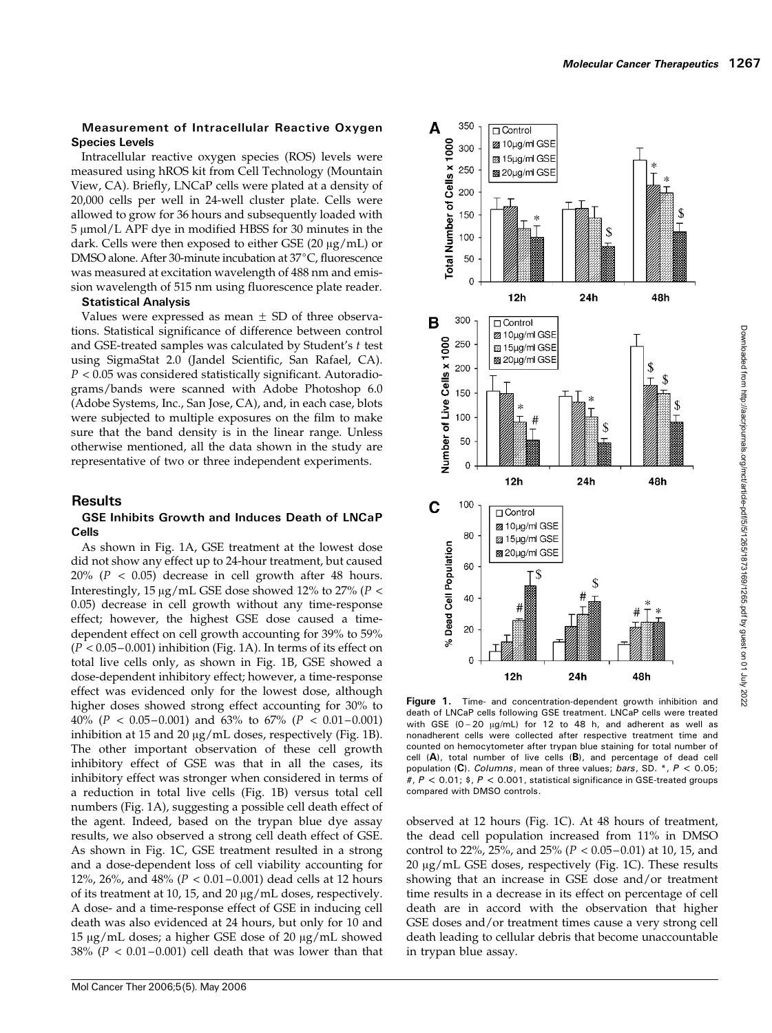### Measurement of Intracellular Reactive Oxygen Species Levels

Intracellular reactive oxygen species (ROS) levels were measured using hROS kit from Cell Technology (Mountain View, CA). Briefly, LNCaP cells were plated at a density of 20,000 cells per well in 24-well cluster plate. Cells were allowed to grow for 36 hours and subsequently loaded with 5 μmol/L APF dye in modified HBSS for 30 minutes in the dark. Cells were then exposed to either GSE (20 μg/mL) or DMSO alone. After 30-minute incubation at 37°C, fluorescence was measured at excitation wavelength of 488 nm and emission wavelength of 515 nm using fluorescence plate reader.

### Statistical Analysis

Values were expressed as mean ± SD of three observations. Statistical significance of difference between control and GSE-treated samples was calculated by Student's *t* test using SigmaStat 2.0 (Jandel Scientific, San Rafael, CA). $P < 0.05$ was considered statistically significant. Autoradiograms/bands were scanned with Adobe Photoshop 6.0 (Adobe Systems, Inc., San Jose, CA), and, in each case, blots were subjected to multiple exposures on the film to make sure that the band density is in the linear range. Unless otherwise mentioned, all the data shown in the study are representative of two or three independent experiments.

## Results

### GSE Inhibits Growth and Induces Death of LNCaP Cells

As shown in Fig. 1A, GSE treatment at the lowest dose did not show any effect up to 24-hour treatment, but caused 20% ($P < 0.05$) decrease in cell growth after 48 hours. Interestingly, 15 μg/mL GSE dose showed 12% to 27% ($P < 0.05$) decrease in cell growth without any time-response effect; however, the highest GSE dose caused a time-dependent effect on cell growth accounting for 39% to 59% ($P < 0.05–0.001$) inhibition (Fig. 1A). In terms of its effect on total live cells only, as shown in Fig. 1B, GSE showed a dose-dependent inhibitory effect; however, a time-response effect was evidenced only for the lowest dose, although higher doses showed strong effect accounting for 30% to 40% ($P < 0.05–0.001$) and 63% to 67% ($P < 0.01–0.001$) inhibition at 15 and 20 μg/mL doses, respectively (Fig. 1B). The other important observation of these cell growth inhibitory effect of GSE was that in all the cases, its inhibitory effect was stronger when considered in terms of a reduction in total live cells (Fig. 1B) versus total cell numbers (Fig. 1A), suggesting a possible cell death effect of the agent. Indeed, based on the trypan blue dye assay results, we also observed a strong cell death effect of GSE. As shown in Fig. 1C, GSE treatment resulted in a strong and a dose-dependent loss of cell viability accounting for 12%, 26%, and 48% ($P < 0.01–0.001$) dead cells at 12 hours of its treatment at 10, 15, and 20 μg/mL doses, respectively. A dose- and a time-response effect of GSE in inducing cell death was also evidenced at 24 hours, but only for 10 and 15 μg/mL doses; a higher GSE dose of 20 μg/mL showed 38% ($P < 0.01–0.001$) cell death that was lower than that observed at 12 hours (Fig. 1C). At 48 hours of treatment, the dead cell population increased from 11% in DMSO control to 22%, 25%, and 25% ($P < 0.05–0.01$) at 10, 15, and 20 μg/mL GSE doses, respectively (Fig. 1C). These results showing that an increase in GSE dose and/or treatment time results in a decrease in its effect on percentage of cell death are in accord with the observation that higher GSE doses and/or treatment times cause a very strong cell death leading to cellular debris that become unaccountable in trypan blue assay.

**Figure 1.** Time- and concentration-dependent growth inhibition and death of LNCaP cells following GSE treatment. LNCaP cells were treated with GSE (0–20 μg/mL) for 12 to 48 h, and adherent as well as nonadherent cells were collected after respective treatment time and counted on hemocytometer after trypan blue staining for total number of cell (**A**), total number of live cells (**B**), and percentage of dead cell population (**C**). *Columns*, mean of three values; *bars*, SD. *, $P < 0.05$; #, $P < 0.01$; $, $P < 0.001$, statistical significance in GSE-treated groups compared with DMSO controls.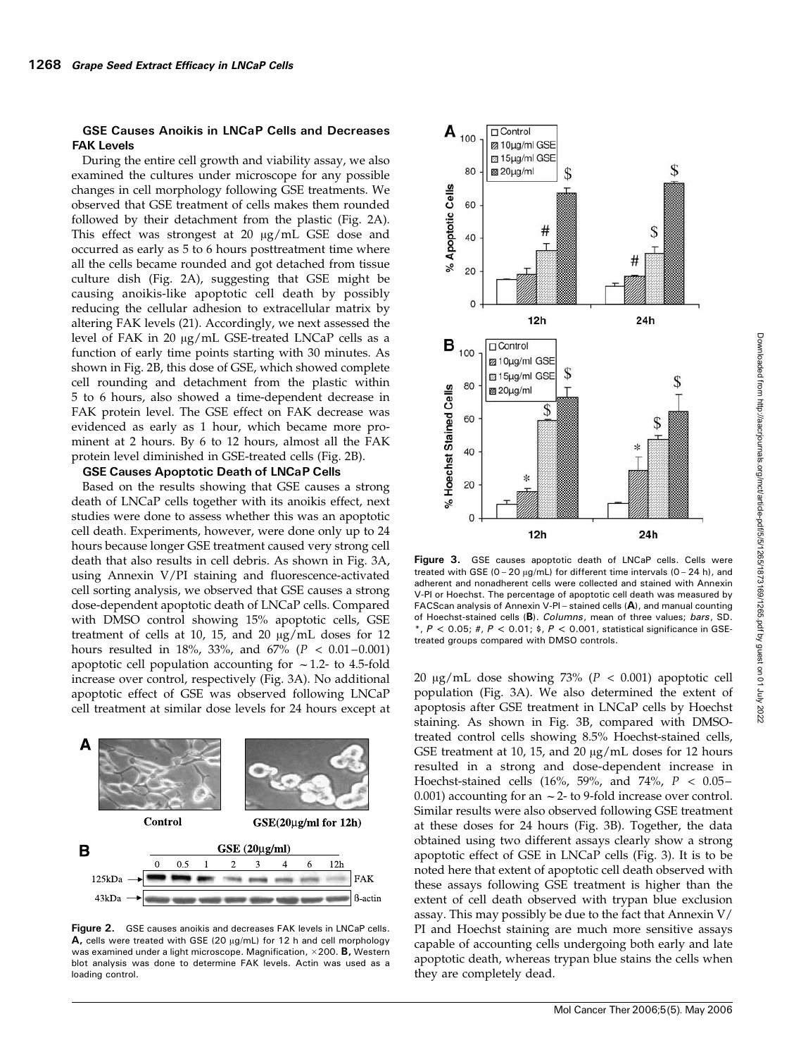### GSE Causes Anoikis in LNCaP Cells and Decreases FAK Levels

During the entire cell growth and viability assay, we also examined the cultures under microscope for any possible changes in cell morphology following GSE treatments. We observed that GSE treatment of cells makes them rounded followed by their detachment from the plastic (Fig. 2A). This effect was strongest at 20 μg/mL GSE dose and occurred as early as 5 to 6 hours posttreatment time where all the cells became rounded and got detached from tissue culture dish (Fig. 2A), suggesting that GSE might be causing anoikis-like apoptotic cell death by possibly reducing the cellular adhesion to extracellular matrix by altering FAK levels (21). Accordingly, we next assessed the level of FAK in 20 μg/mL GSE-treated LNCaP cells as a function of early time points starting with 30 minutes. As shown in Fig. 2B, this dose of GSE, which showed complete cell rounding and detachment from the plastic within 5 to 6 hours, also showed a time-dependent decrease in FAK protein level. The GSE effect on FAK decrease was evidenced as early as 1 hour, which became more prominent at 2 hours. By 6 to 12 hours, almost all the FAK protein level diminished in GSE-treated cells (Fig. 2B).

### GSE Causes Apoptotic Death of LNCaP Cells

Based on the results showing that GSE causes a strong death of LNCaP cells together with its anoikis effect, next studies were done to assess whether this was an apoptotic cell death. Experiments, however, were done only up to 24 hours because longer GSE treatment caused very strong cell death that also results in cell debris. As shown in Fig. 3A, using Annexin V/PI staining and fluorescence-activated cell sorting analysis, we observed that GSE causes a strong dose-dependent apoptotic death of LNCaP cells. Compared with DMSO control showing 15% apoptotic cells, GSE treatment of cells at 10, 15, and 20 μg/mL doses for 12 hours resulted in 18%, 33%, and 67% ($P < 0.01-0.001$) apoptotic cell population accounting for ~1.2- to 4.5-fold increase over control, respectively (Fig. 3A). No additional apoptotic effect of GSE was observed following LNCaP cell treatment at similar dose levels for 24 hours except at 20 μg/mL dose showing 73% ($P < 0.001$) apoptotic cell population (Fig. 3A). We also determined the extent of apoptosis after GSE treatment in LNCaP cells by Hoechst staining. As shown in Fig. 3B, compared with DMSO-treated control cells showing 8.5% Hoechst-stained cells, GSE treatment at 10, 15, and 20 μg/mL doses for 12 hours resulted in a strong and dose-dependent increase in Hoechst-stained cells (16%, 59%, and 74%, $P < 0.05-0.001$) accounting for an ~2- to 9-fold increase over control. Similar results were also observed following GSE treatment at these doses for 24 hours (Fig. 3B). Together, the data obtained using two different assays clearly show a strong apoptotic effect of GSE in LNCaP cells (Fig. 3). It is to be noted here that extent of apoptotic cell death observed with these assays following GSE treatment is higher than the extent of cell death observed with trypan blue exclusion assay. This may possibly be due to the fact that Annexin V/PI and Hoechst staining are much more sensitive assays capable of accounting cells undergoing both early and late apoptotic death, whereas trypan blue stains the cells when they are completely dead.

**Figure 2.** GSE causes anoikis and decreases FAK levels in LNCaP cells. **A,** cells were treated with GSE (20 μg/mL) for 12 h and cell morphology was examined under a light microscope. Magnification, ×200. **B,** Western blot analysis was done to determine FAK levels. Actin was used as a loading control.

**Figure 3.** GSE causes apoptotic death of LNCaP cells. Cells were treated with GSE (0 – 20 μg/mL) for different time intervals (0 – 24 h), and adherent and nonadherent cells were collected and stained with Annexin V-PI or Hoechst. The percentage of apoptotic cell death was measured by FACScan analysis of Annexin V-PI – stained cells (**A**), and manual counting of Hoechst-stained cells (**B**). *Columns*, mean of three values; *bars*, SD. *, $P < 0.05$; #, $P < 0.01$; $, $P < 0.001$, statistical significance in GSE-treated groups compared with DMSO controls.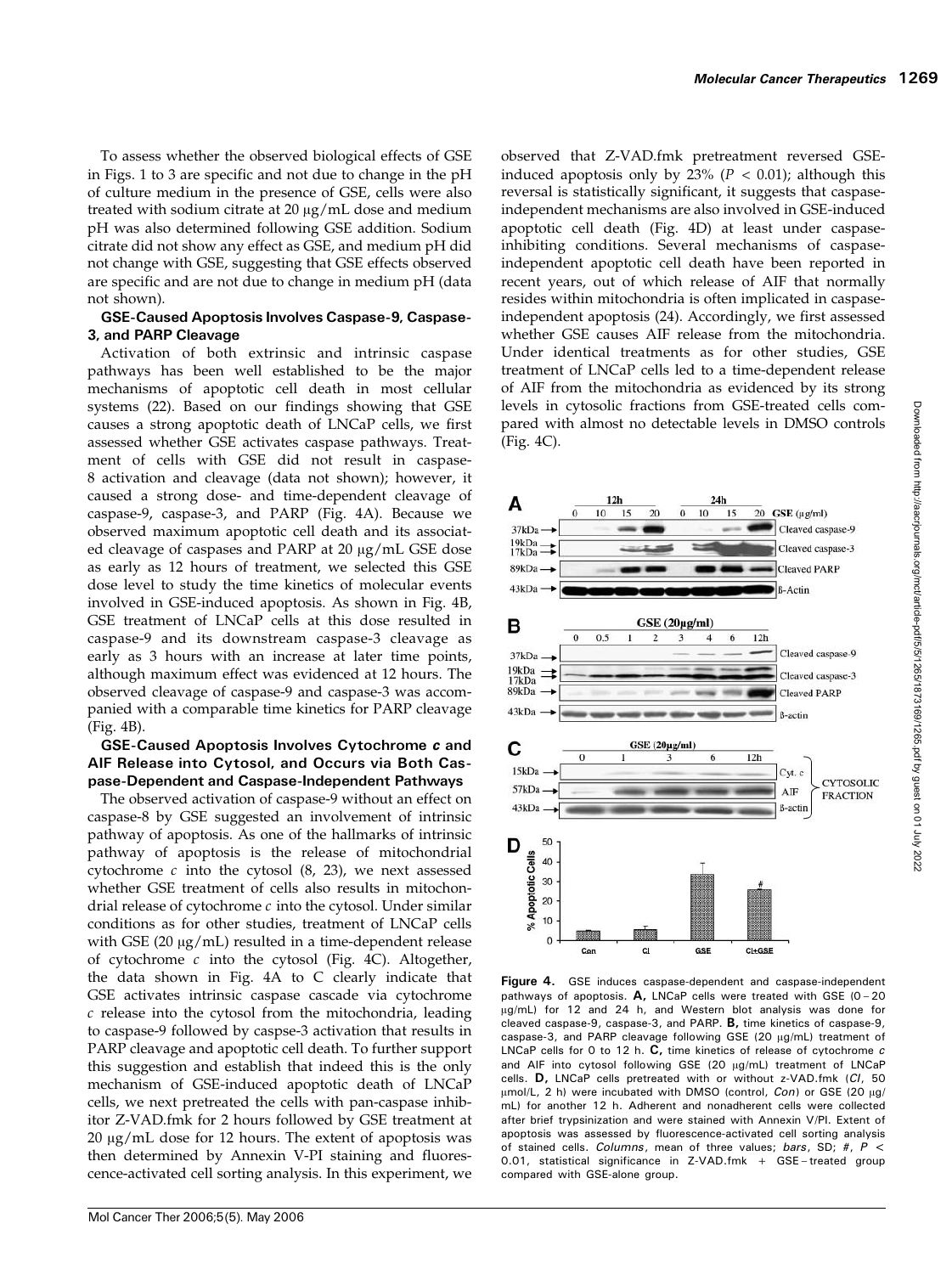To assess whether the observed biological effects of GSE in Figs. 1 to 3 are specific and not due to change in the pH of culture medium in the presence of GSE, cells were also treated with sodium citrate at 20 μg/mL dose and medium pH was also determined following GSE addition. Sodium citrate did not show any effect as GSE, and medium pH did not change with GSE, suggesting that GSE effects observed are specific and are not due to change in medium pH (data not shown).

### GSE-Caused Apoptosis Involves Caspase-9, Caspase-3, and PARP Cleavage

Activation of both extrinsic and intrinsic caspase pathways has been well established to be the major mechanisms of apoptotic cell death in most cellular systems (22). Based on our findings showing that GSE causes a strong apoptotic death of LNCaP cells, we first assessed whether GSE activates caspase pathways. Treatment of cells with GSE did not result in caspase-8 activation and cleavage (data not shown); however, it caused a strong dose- and time-dependent cleavage of caspase-9, caspase-3, and PARP (Fig. 4A). Because we observed maximum apoptotic cell death and its associated cleavage of caspases and PARP at 20 μg/mL GSE dose as early as 12 hours of treatment, we selected this GSE dose level to study the time kinetics of molecular events involved in GSE-induced apoptosis. As shown in Fig. 4B, GSE treatment of LNCaP cells at this dose resulted in caspase-9 and its downstream caspase-3 cleavage as early as 3 hours with an increase at later time points, although maximum effect was evidenced at 12 hours. The observed cleavage of caspase-9 and caspase-3 was accompanied with a comparable time kinetics for PARP cleavage (Fig. 4B).

### GSE-Caused Apoptosis Involves Cytochrome *c* and AIF Release into Cytosol, and Occurs via Both Caspase-Dependent and Caspase-Independent Pathways

The observed activation of caspase-9 without an effect on caspase-8 by GSE suggested an involvement of intrinsic pathway of apoptosis. As one of the hallmarks of intrinsic pathway of apoptosis is the release of mitochondrial cytochrome *c* into the cytosol (8, 23), we next assessed whether GSE treatment of cells also results in mitochondrial release of cytochrome *c* into the cytosol. Under similar conditions as for other studies, treatment of LNCaP cells with GSE (20 μg/mL) resulted in a time-dependent release of cytochrome *c* into the cytosol (Fig. 4C). Altogether, the data shown in Fig. 4A to C clearly indicate that GSE activates intrinsic caspase cascade via cytochrome *c* release into the cytosol from the mitochondria, leading to caspase-9 followed by caspse-3 activation that results in PARP cleavage and apoptotic cell death. To further support this suggestion and establish that indeed this is the only mechanism of GSE-induced apoptotic death of LNCaP cells, we next pretreated the cells with pan-caspase inhibitor Z-VAD.fmk for 2 hours followed by GSE treatment at 20 μg/mL dose for 12 hours. The extent of apoptosis was then determined by Annexin V-PI staining and fluorescence-activated cell sorting analysis. In this experiment, we observed that Z-VAD.fmk pretreatment reversed GSE-induced apoptosis only by 23% ($P < 0.01$); although this reversal is statistically significant, it suggests that caspase-independent mechanisms are also involved in GSE-induced apoptotic cell death (Fig. 4D) at least under caspase-inhibiting conditions. Several mechanisms of caspase-independent apoptotic cell death have been reported in recent years, out of which release of AIF that normally resides within mitochondria is often implicated in caspase-independent apoptosis (24). Accordingly, we first assessed whether GSE causes AIF release from the mitochondria. Under identical treatments as for other studies, GSE treatment of LNCaP cells led to a time-dependent release of AIF from the mitochondria as evidenced by its strong levels in cytosolic fractions from GSE-treated cells compared with almost no detectable levels in DMSO controls (Fig. 4C).

**Figure 4.** GSE induces caspase-dependent and caspase-independent pathways of apoptosis. **A,** LNCaP cells were treated with GSE (0 – 20 μg/mL) for 12 and 24 h, and Western blot analysis was done for cleaved caspase-9, caspase-3, and PARP. **B,** time kinetics of caspase-9, caspase-3, and PARP cleavage following GSE (20 μg/mL) treatment of LNCaP cells for 0 to 12 h. **C,** time kinetics of release of cytochrome *c* and AIF into cytosol following GSE (20 μg/mL) treatment of LNCaP cells. **D,** LNCaP cells pretreated with or without z-VAD.fmk (*CI*, 50 μmol/L, 2 h) were incubated with DMSO (control, *Con*) or GSE (20 μg/mL) for another 12 h. Adherent and nonadherent cells were collected after brief trypsinization and were stained with Annexin V/PI. Extent of apoptosis was assessed by fluorescence-activated cell sorting analysis of stained cells. *Columns*, mean of three values; *bars*, SD; *#*, $P < 0.01$, statistical significance in Z-VAD.fmk + GSE – treated group compared with GSE-alone group.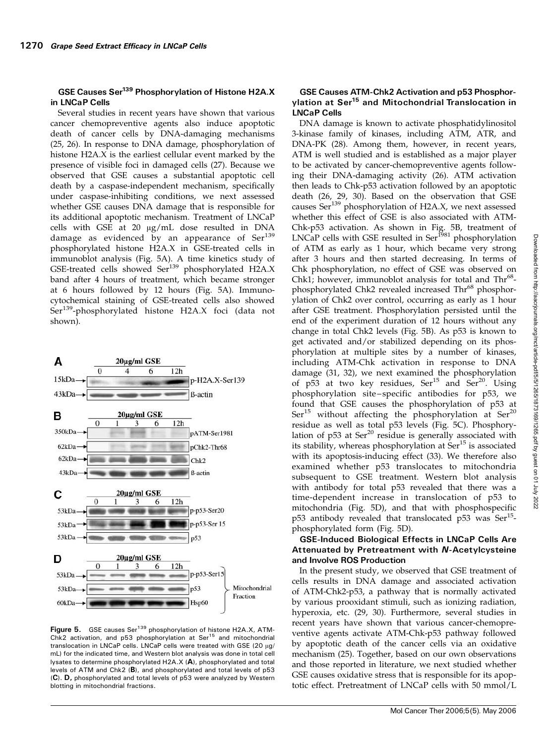### GSE Causes Ser$^{139}$ Phosphorylation of Histone H2A.X in LNCaP Cells

Several studies in recent years have shown that various cancer chemopreventive agents also induce apoptotic death of cancer cells by DNA-damaging mechanisms (25, 26). In response to DNA damage, phosphorylation of histone H2A.X is the earliest cellular event marked by the presence of visible foci in damaged cells (27). Because we observed that GSE causes a substantial apoptotic cell death by a caspase-independent mechanism, specifically under caspase-inhibiting conditions, we next assessed whether GSE causes DNA damage that is responsible for its additional apoptotic mechanism. Treatment of LNCaP cells with GSE at 20 μg/mL dose resulted in DNA damage as evidenced by an appearance of Ser$^{139}$ phosphorylated histone H2A.X in GSE-treated cells in immunoblot analysis (Fig. 5A). A time kinetics study of GSE-treated cells showed Ser$^{139}$ phosphorylated H2A.X band after 4 hours of treatment, which became stronger at 6 hours followed by 12 hours (Fig. 5A). Immunocytochemical staining of GSE-treated cells also showed Ser$^{139}$-phosphorylated histone H2A.X foci (data not shown).

**Figure 5.** GSE causes Ser$^{139}$ phosphorylation of histone H2A.X, ATM-Chk2 activation, and p53 phosphorylation at Ser$^{15}$ and mitochondrial translocation in LNCaP cells. LNCaP cells were treated with GSE (20 μg/mL) for the indicated time, and Western blot analysis was done in total cell lysates to determine phosphorylated H2A.X (**A**), phosphorylated and total levels of ATM and Chk2 (**B**), and phosphorylated and total levels of p53 (**C**). **D,** phosphorylated and total levels of p53 were analyzed by Western blotting in mitochondrial fractions.

### GSE Causes ATM-Chk2 Activation and p53 Phosphorylation at Ser$^{15}$ and Mitochondrial Translocation in LNCaP Cells

DNA damage is known to activate phosphatidylinositol 3-kinase family of kinases, including ATM, ATR, and DNA-PK (28). Among them, however, in recent years, ATM is well studied and is established as a major player to be activated by cancer-chemopreventive agents following their DNA-damaging activity (26). ATM activation then leads to Chk-p53 activation followed by an apoptotic death (26, 29, 30). Based on the observation that GSE causes Ser$^{139}$ phosphorylation of H2A.X, we next assessed whether this effect of GSE is also associated with ATM-Chk-p53 activation. As shown in Fig. 5B, treatment of LNCaP cells with GSE resulted in Ser$^{1981}$ phosphorylation of ATM as early as 1 hour, which became very strong after 3 hours and then started decreasing. In terms of Chk phosphorylation, no effect of GSE was observed on Chk1; however, immunoblot analysis for total and Thr$^{68}$-phosphorylated Chk2 revealed increased Thr$^{68}$ phosphorylation of Chk2 over control, occurring as early as 1 hour after GSE treatment. Phosphorylation persisted until the end of the experiment duration of 12 hours without any change in total Chk2 levels (Fig. 5B). As p53 is known to get activated and/or stabilized depending on its phosphorylation at multiple sites by a number of kinases, including ATM-Chk activation in response to DNA damage (31, 32), we next examined the phosphorylation of p53 at two key residues, Ser$^{15}$ and Ser$^{20}$. Using phosphorylation site–specific antibodies for p53, we found that GSE causes the phosphorylation of p53 at Ser$^{15}$ without affecting the phosphorylation at Ser$^{20}$ residue as well as total p53 levels (Fig. 5C). Phosphorylation of p53 at Ser$^{20}$ residue is generally associated with its stability, whereas phosphorylation at Ser$^{15}$ is associated with its apoptosis-inducing effect (33). We therefore also examined whether p53 translocates to mitochondria subsequent to GSE treatment. Western blot analysis with antibody for total p53 revealed that there was a time-dependent increase in translocation of p53 to mitochondria (Fig. 5D), and that with phosphospecific p53 antibody revealed that translocated p53 was Ser$^{15}$-phosphorylated form (Fig. 5D).

### GSE-Induced Biological Effects in LNCaP Cells Are Attenuated by Pretreatment with *N*-Acetylcysteine and Involve ROS Production

In the present study, we observed that GSE treatment of cells results in DNA damage and associated activation of ATM-Chk2-p53, a pathway that is normally activated by various prooxidant stimuli, such as ionizing radiation, hyperoxia, etc. (29, 30). Furthermore, several studies in recent years have shown that various cancer-chemopreventive agents activate ATM-Chk-p53 pathway followed by apoptotic death of the cancer cells via an oxidative mechanism (25). Together, based on our own observations and those reported in literature, we next studied whether GSE causes oxidative stress that is responsible for its apoptotic effect. Pretreatment of LNCaP cells with 50 mmol/L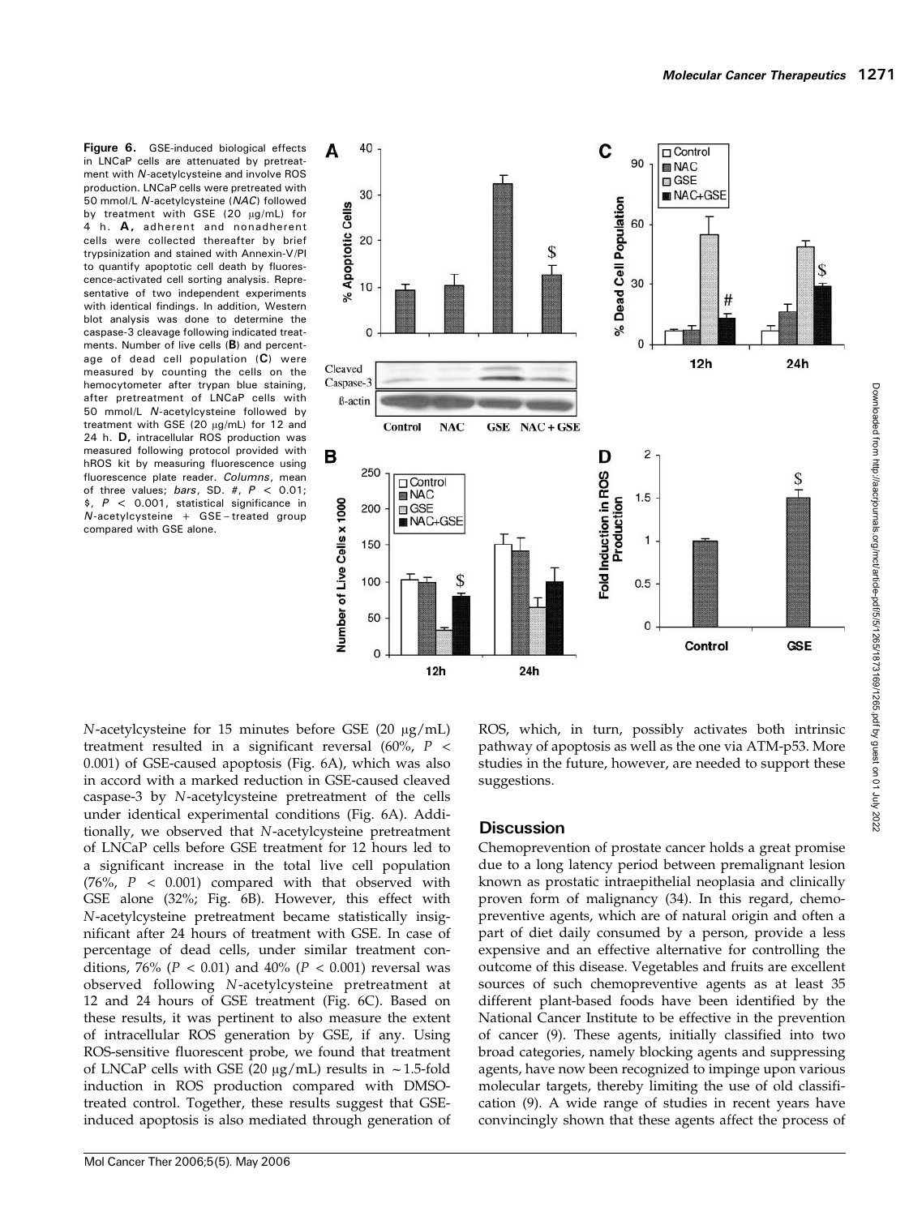**Figure 6.** GSE-induced biological effects in LNCaP cells are attenuated by pretreatment with *N*-acetylcysteine and involve ROS production. LNCaP cells were pretreated with 50 mmol/L *N*-acetylcysteine (*NAC*) followed by treatment with GSE (20 μg/mL) for 4 h. **A,** adherent and nonadherent cells were collected thereafter by brief trypsinization and stained with Annexin-V/PI to quantify apoptotic cell death by fluorescence-activated cell sorting analysis. Representative of two independent experiments with identical findings. In addition, Western blot analysis was done to determine the caspase-3 cleavage following indicated treatments. Number of live cells (**B**) and percentage of dead cell population (**C**) were measured by counting the cells on the hemocytometer after trypan blue staining, after pretreatment of LNCaP cells with 50 mmol/L *N*-acetylcysteine followed by treatment with GSE (20 μg/mL) for 12 and 24 h. **D,** intracellular ROS production was measured following protocol provided with hROS kit by measuring fluorescence using fluorescence plate reader. *Columns*, mean of three values; *bars*, SD. #, $P < 0.01$; $, $P < 0.001$, statistical significance in *N*-acetylcysteine + GSE–treated group compared with GSE alone.

*N*-acetylcysteine for 15 minutes before GSE (20 μg/mL) treatment resulted in a significant reversal (60%, $P < 0.001$) of GSE-caused apoptosis (Fig. 6A), which was also in accord with a marked reduction in GSE-caused cleaved caspase-3 by *N*-acetylcysteine pretreatment of the cells under identical experimental conditions (Fig. 6A). Additionally, we observed that *N*-acetylcysteine pretreatment of LNCaP cells before GSE treatment for 12 hours led to a significant increase in the total live cell population (76%, $P < 0.001$) compared with that observed with GSE alone (32%; Fig. 6B). However, this effect with *N*-acetylcysteine pretreatment became statistically insignificant after 24 hours of treatment with GSE. In case of percentage of dead cells, under similar treatment conditions, 76% ($P < 0.01$) and 40% ($P < 0.001$) reversal was observed following *N*-acetylcysteine pretreatment at 12 and 24 hours of GSE treatment (Fig. 6C). Based on these results, it was pertinent to also measure the extent of intracellular ROS generation by GSE, if any. Using ROS-sensitive fluorescent probe, we found that treatment of LNCaP cells with GSE (20 μg/mL) results in ~1.5-fold induction in ROS production compared with DMSO-treated control. Together, these results suggest that GSE-induced apoptosis is also mediated through generation of ROS, which, in turn, possibly activates both intrinsic pathway of apoptosis as well as the one via ATM-p53. More studies in the future, however, are needed to support these suggestions.

## Discussion

Chemoprevention of prostate cancer holds a great promise due to a long latency period between premalignant lesion known as prostatic intraepithelial neoplasia and clinically proven form of malignancy (34). In this regard, chemopreventive agents, which are of natural origin and often a part of diet daily consumed by a person, provide a less expensive and an effective alternative for controlling the outcome of this disease. Vegetables and fruits are excellent sources of such chemopreventive agents as at least 35 different plant-based foods have been identified by the National Cancer Institute to be effective in the prevention of cancer (9). These agents, initially classified into two broad categories, namely blocking agents and suppressing agents, have now been recognized to impinge upon various molecular targets, thereby limiting the use of old classification (9). A wide range of studies in recent years have convincingly shown that these agents affect the process of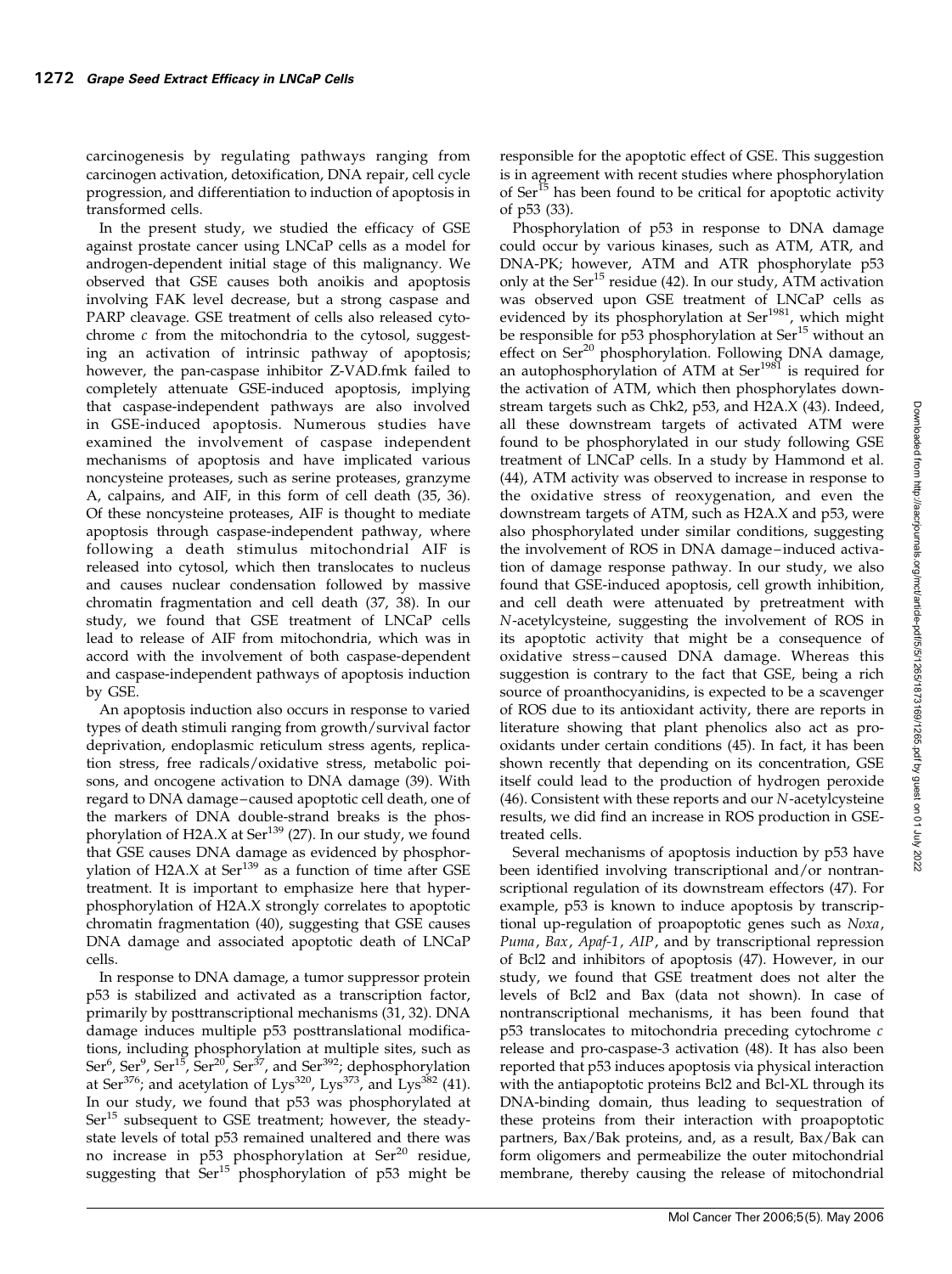carcinogenesis by regulating pathways ranging from carcinogen activation, detoxification, DNA repair, cell cycle progression, and differentiation to induction of apoptosis in transformed cells.

In the present study, we studied the efficacy of GSE against prostate cancer using LNCaP cells as a model for androgen-dependent initial stage of this malignancy. We observed that GSE causes both anoikis and apoptosis involving FAK level decrease, but a strong caspase and PARP cleavage. GSE treatment of cells also released cytochrome *c* from the mitochondria to the cytosol, suggesting an activation of intrinsic pathway of apoptosis; however, the pan-caspase inhibitor Z-VAD.fmk failed to completely attenuate GSE-induced apoptosis, implying that caspase-independent pathways are also involved in GSE-induced apoptosis. Numerous studies have examined the involvement of caspase independent mechanisms of apoptosis and have implicated various noncysteine proteases, such as serine proteases, granzyme A, calpains, and AIF, in this form of cell death (35, 36). Of these noncysteine proteases, AIF is thought to mediate apoptosis through caspase-independent pathway, where following a death stimulus mitochondrial AIF is released into cytosol, which then translocates to nucleus and causes nuclear condensation followed by massive chromatin fragmentation and cell death (37, 38). In our study, we found that GSE treatment of LNCaP cells lead to release of AIF from mitochondria, which was in accord with the involvement of both caspase-dependent and caspase-independent pathways of apoptosis induction by GSE.

An apoptosis induction also occurs in response to varied types of death stimuli ranging from growth/survival factor deprivation, endoplasmic reticulum stress agents, replication stress, free radicals/oxidative stress, metabolic poisons, and oncogene activation to DNA damage (39). With regard to DNA damage–caused apoptotic cell death, one of the markers of DNA double-strand breaks is the phosphorylation of H2A.X at Ser[139] (27). In our study, we found that GSE causes DNA damage as evidenced by phosphorylation of H2A.X at Ser[139] as a function of time after GSE treatment. It is important to emphasize here that hyperphosphorylation of H2A.X strongly correlates to apoptotic chromatin fragmentation (40), suggesting that GSE causes DNA damage and associated apoptotic death of LNCaP cells.

In response to DNA damage, a tumor suppressor protein p53 is stabilized and activated as a transcription factor, primarily by posttranscriptional mechanisms (31, 32). DNA damage induces multiple p53 posttranslational modifications, including phosphorylation at multiple sites, such as Ser[6], Ser[9], Ser[15], Ser[20], Ser[37], and Ser[392]; dephosphorylation at Ser[376]; and acetylation of Lys[320], Lys[373], and Lys[382] (41). In our study, we found that p53 was phosphorylated at Ser[15] subsequent to GSE treatment; however, the steady-state levels of total p53 remained unaltered and there was no increase in p53 phosphorylation at Ser[20] residue, suggesting that Ser[15] phosphorylation of p53 might be responsible for the apoptotic effect of GSE. This suggestion is in agreement with recent studies where phosphorylation of Ser[15] has been found to be critical for apoptotic activity of p53 (33).

Phosphorylation of p53 in response to DNA damage could occur by various kinases, such as ATM, ATR, and DNA-PK; however, ATM and ATR phosphorylate p53 only at the Ser[15] residue (42). In our study, ATM activation was observed upon GSE treatment of LNCaP cells as evidenced by its phosphorylation at Ser[1981], which might be responsible for p53 phosphorylation at Ser[15] without an effect on Ser[20] phosphorylation. Following DNA damage, an autophosphorylation of ATM at Ser[1981] is required for the activation of ATM, which then phosphorylates downstream targets such as Chk2, p53, and H2A.X (43). Indeed, all these downstream targets of activated ATM were found to be phosphorylated in our study following GSE treatment of LNCaP cells. In a study by Hammond et al. (44), ATM activity was observed to increase in response to the oxidative stress of reoxygenation, and even the downstream targets of ATM, such as H2A.X and p53, were also phosphorylated under similar conditions, suggesting the involvement of ROS in DNA damage–induced activation of damage response pathway. In our study, we also found that GSE-induced apoptosis, cell growth inhibition, and cell death were attenuated by pretreatment with *N*-acetylcysteine, suggesting the involvement of ROS in its apoptotic activity that might be a consequence of oxidative stress–caused DNA damage. Whereas this suggestion is contrary to the fact that GSE, being a rich source of proanthocyanidins, is expected to be a scavenger of ROS due to its antioxidant activity, there are reports in literature showing that plant phenolics also act as pro-oxidants under certain conditions (45). In fact, it has been shown recently that depending on its concentration, GSE itself could lead to the production of hydrogen peroxide (46). Consistent with these reports and our *N*-acetylcysteine results, we did find an increase in ROS production in GSE-treated cells.

Several mechanisms of apoptosis induction by p53 have been identified involving transcriptional and/or nontranscriptional regulation of its downstream effectors (47). For example, p53 is known to induce apoptosis by transcriptional up-regulation of proapoptotic genes such as *Noxa*, *Puma*, *Bax*, *Apaf-1*, *AIP*, and by transcriptional repression of Bcl2 and inhibitors of apoptosis (47). However, in our study, we found that GSE treatment does not alter the levels of Bcl2 and Bax (data not shown). In case of nontranscriptional mechanisms, it has been found that p53 translocates to mitochondria preceding cytochrome *c* release and pro-caspase-3 activation (48). It has also been reported that p53 induces apoptosis via physical interaction with the antiapoptotic proteins Bcl2 and Bcl-XL through its DNA-binding domain, thus leading to sequestration of these proteins from their interaction with proapoptotic partners, Bax/Bak proteins, and, as a result, Bax/Bak can form oligomers and permeabilize the outer mitochondrial membrane, thereby causing the release of mitochondrial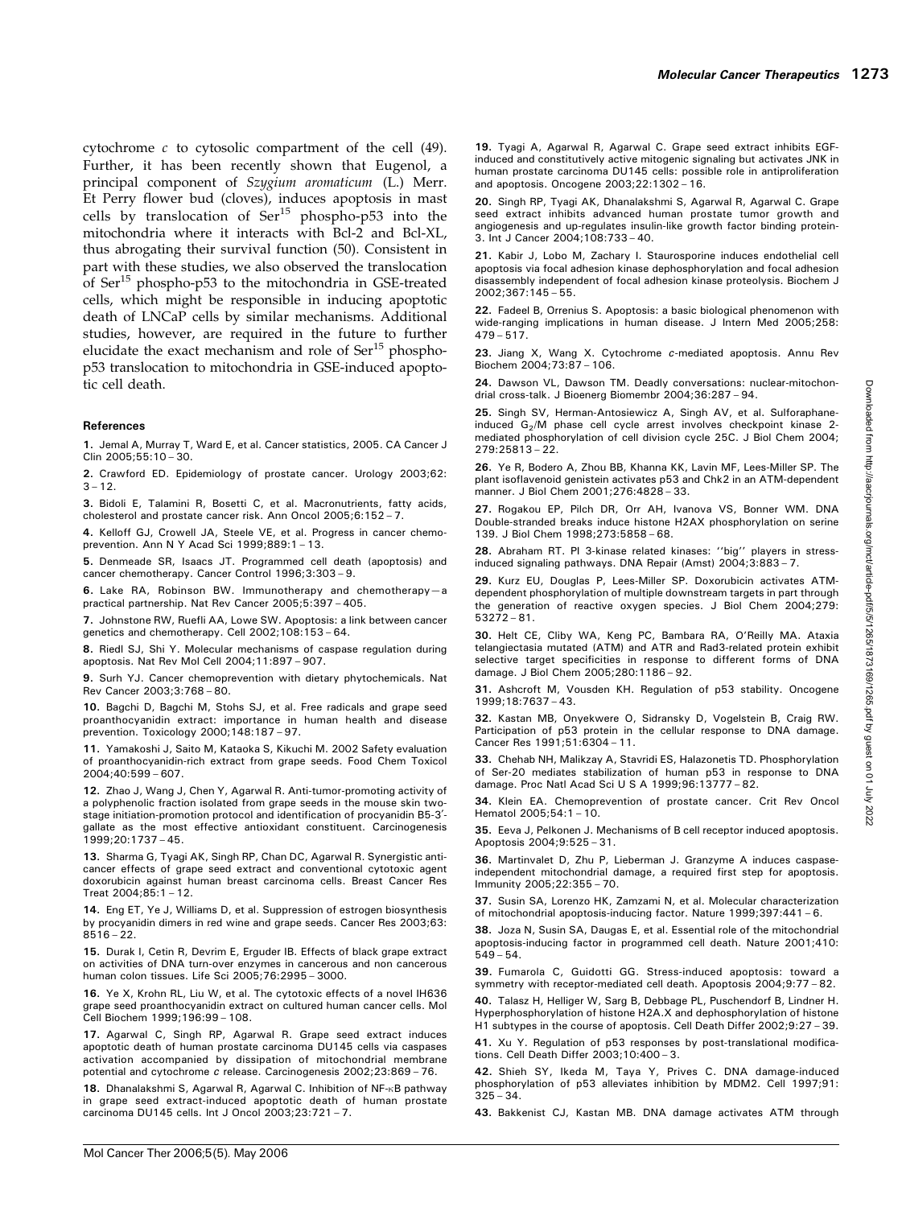cytochrome *c* to cytosolic compartment of the cell (49). Further, it has been recently shown that Eugenol, a principal component of *Szygium aromaticum* (L.) Merr. Et Perry flower bud (cloves), induces apoptosis in mast cells by translocation of $Ser^{15}$ phospho-p53 into the mitochondria where it interacts with Bcl-2 and Bcl-XL, thus abrogating their survival function (50). Consistent in part with these studies, we also observed the translocation of $Ser^{15}$ phospho-p53 to the mitochondria in GSE-treated cells, which might be responsible in inducing apoptotic death of LNCaP cells by similar mechanisms. Additional studies, however, are required in the future to further elucidate the exact mechanism and role of $Ser^{15}$ phospho-p53 translocation to mitochondria in GSE-induced apoptotic cell death.

#### References

1. Jemal A, Murray T, Ward E, et al. Cancer statistics, 2005. CA Cancer J Clin 2005;55:10 – 30.
2. Crawford ED. Epidemiology of prostate cancer. Urology 2003;62: 3 – 12.
3. Bidoli E, Talamini R, Bosetti C, et al. Macronutrients, fatty acids, cholesterol and prostate cancer risk. Ann Oncol 2005;6:152 – 7.
4. Kelloff GJ, Crowell JA, Steele VE, et al. Progress in cancer chemoprevention. Ann N Y Acad Sci 1999;889:1 – 13.
5. Denmeade SR, Isaacs JT. Programmed cell death (apoptosis) and cancer chemotherapy. Cancer Control 1996;3:303 – 9.
6. Lake RA, Robinson BW. Immunotherapy and chemotherapy—a practical partnership. Nat Rev Cancer 2005;5:397 – 405.
7. Johnstone RW, Ruefli AA, Lowe SW. Apoptosis: a link between cancer genetics and chemotherapy. Cell 2002;108:153 – 64.
8. Riedl SJ, Shi Y. Molecular mechanisms of caspase regulation during apoptosis. Nat Rev Mol Cell 2004;11:897 – 907.
9. Surh YJ. Cancer chemoprevention with dietary phytochemicals. Nat Rev Cancer 2003;3:768 – 80.
10. Bagchi D, Bagchi M, Stohs SJ, et al. Free radicals and grape seed proanthocyanidin extract: importance in human health and disease prevention. Toxicology 2000;148:187 – 97.
11. Yamakoshi J, Saito M, Kataoka S, Kikuchi M. 2002 Safety evaluation of proanthocyanidin-rich extract from grape seeds. Food Chem Toxicol 2004;40:599 – 607.
12. Zhao J, Wang J, Chen Y, Agarwal R. Anti-tumor-promoting activity of a polyphenolic fraction isolated from grape seeds in the mouse skin two-stage initiation-promotion protocol and identification of procyanidin B5-3′-gallate as the most effective antioxidant constituent. Carcinogenesis 1999;20:1737 – 45.
13. Sharma G, Tyagi AK, Singh RP, Chan DC, Agarwal R. Synergistic anti-cancer effects of grape seed extract and conventional cytotoxic agent doxorubicin against human breast carcinoma cells. Breast Cancer Res Treat 2004;85:1 – 12.
14. Eng ET, Ye J, Williams D, et al. Suppression of estrogen biosynthesis by procyanidin dimers in red wine and grape seeds. Cancer Res 2003;63: 8516 – 22.
15. Durak I, Cetin R, Devrim E, Erguder IB. Effects of black grape extract on activities of DNA turn-over enzymes in cancerous and non cancerous human colon tissues. Life Sci 2005;76:2995 – 3000.
16. Ye X, Krohn RL, Liu W, et al. The cytotoxic effects of a novel IH636 grape seed proanthocyanidin extract on cultured human cancer cells. Mol Cell Biochem 1999;196:99 – 108.
17. Agarwal C, Singh RP, Agarwal R. Grape seed extract induces apoptotic death of human prostate carcinoma DU145 cells via caspases activation accompanied by dissipation of mitochondrial membrane potential and cytochrome *c* release. Carcinogenesis 2002;23:869 – 76.
18. Dhanalakshmi S, Agarwal R, Agarwal C. Inhibition of NF-κB pathway in grape seed extract-induced apoptotic death of human prostate carcinoma DU145 cells. Int J Oncol 2003;23:721 – 7.
19. Tyagi A, Agarwal R, Agarwal C. Grape seed extract inhibits EGF-induced and constitutively active mitogenic signaling but activates JNK in human prostate carcinoma DU145 cells: possible role in antiproliferation and apoptosis. Oncogene 2003;22:1302 – 16.
20. Singh RP, Tyagi AK, Dhanalakshmi S, Agarwal R, Agarwal C. Grape seed extract inhibits advanced human prostate tumor growth and angiogenesis and up-regulates insulin-like growth factor binding protein-3. Int J Cancer 2004;108:733 – 40.
21. Kabir J, Lobo M, Zachary I. Staurosporine induces endothelial cell apoptosis via focal adhesion kinase dephosphorylation and focal adhesion disassembly independent of focal adhesion kinase proteolysis. Biochem J 2002;367:145 – 55.
22. Fadeel B, Orrenius S. Apoptosis: a basic biological phenomenon with wide-ranging implications in human disease. J Intern Med 2005;258: 479 – 517.
23. Jiang X, Wang X. Cytochrome *c*-mediated apoptosis. Annu Rev Biochem 2004;73:87 – 106.
24. Dawson VL, Dawson TM. Deadly conversations: nuclear-mitochondrial cross-talk. J Bioenerg Biomembr 2004;36:287 – 94.
25. Singh SV, Herman-Antosiewicz A, Singh AV, et al. Sulforaphane-induced $G_2$/M phase cell cycle arrest involves checkpoint kinase 2-mediated phosphorylation of cell division cycle 25C. J Biol Chem 2004; 279:25813 – 22.
26. Ye R, Bodero A, Zhou BB, Khanna KK, Lavin MF, Lees-Miller SP. The plant isoflavenoid genistein activates p53 and Chk2 in an ATM-dependent manner. J Biol Chem 2001;276:4828 – 33.
27. Rogakou EP, Pilch DR, Orr AH, Ivanova VS, Bonner WM. DNA Double-stranded breaks induce histone H2AX phosphorylation on serine 139. J Biol Chem 1998;273:5858 – 68.
28. Abraham RT. PI 3-kinase related kinases: ''big'' players in stress-induced signaling pathways. DNA Repair (Amst) 2004;3:883 – 7.
29. Kurz EU, Douglas P, Lees-Miller SP. Doxorubicin activates ATM-dependent phosphorylation of multiple downstream targets in part through the generation of reactive oxygen species. J Biol Chem 2004;279: 53272 – 81.
30. Helt CE, Cliby WA, Keng PC, Bambara RA, O'Reilly MA. Ataxia telangiectasia mutated (ATM) and ATR and Rad3-related protein exhibit selective target specificities in response to different forms of DNA damage. J Biol Chem 2005;280:1186 – 92.
31. Ashcroft M, Vousden KH. Regulation of p53 stability. Oncogene 1999;18:7637 – 43.
32. Kastan MB, Onyekwere O, Sidransky D, Vogelstein B, Craig RW. Participation of p53 protein in the cellular response to DNA damage. Cancer Res 1991;51:6304 – 11.
33. Chehab NH, Malikzay A, Stavridi ES, Halazonetis TD. Phosphorylation of Ser-20 mediates stabilization of human p53 in response to DNA damage. Proc Natl Acad Sci U S A 1999;96:13777 – 82.
34. Klein EA. Chemoprevention of prostate cancer. Crit Rev Oncol Hematol 2005;54:1 – 10.
35. Eeva J, Pelkonen J. Mechanisms of B cell receptor induced apoptosis. Apoptosis 2004;9:525 – 31.
36. Martinvalet D, Zhu P, Lieberman J. Granzyme A induces caspase-independent mitochondrial damage, a required first step for apoptosis. Immunity 2005;22:355 – 70.
37. Susin SA, Lorenzo HK, Zamzami N, et al. Molecular characterization of mitochondrial apoptosis-inducing factor. Nature 1999;397:441 – 6.
38. Joza N, Susin SA, Daugas E, et al. Essential role of the mitochondrial apoptosis-inducing factor in programmed cell death. Nature 2001;410: 549 – 54.
39. Fumarola C, Guidotti GG. Stress-induced apoptosis: toward a symmetry with receptor-mediated cell death. Apoptosis 2004;9:77 – 82.
40. Talasz H, Helliger W, Sarg B, Debbage PL, Puschendorf B, Lindner H. Hyperphosphorylation of histone H2A.X and dephosphorylation of histone H1 subtypes in the course of apoptosis. Cell Death Differ 2002;9:27 – 39.
41. Xu Y. Regulation of p53 responses by post-translational modifications. Cell Death Differ 2003;10:400 – 3.
42. Shieh SY, Ikeda M, Taya Y, Prives C. DNA damage-induced phosphorylation of p53 alleviates inhibition by MDM2. Cell 1997;91: 325 – 34.
43. Bakkenist CJ, Kastan MB. DNA damage activates ATM through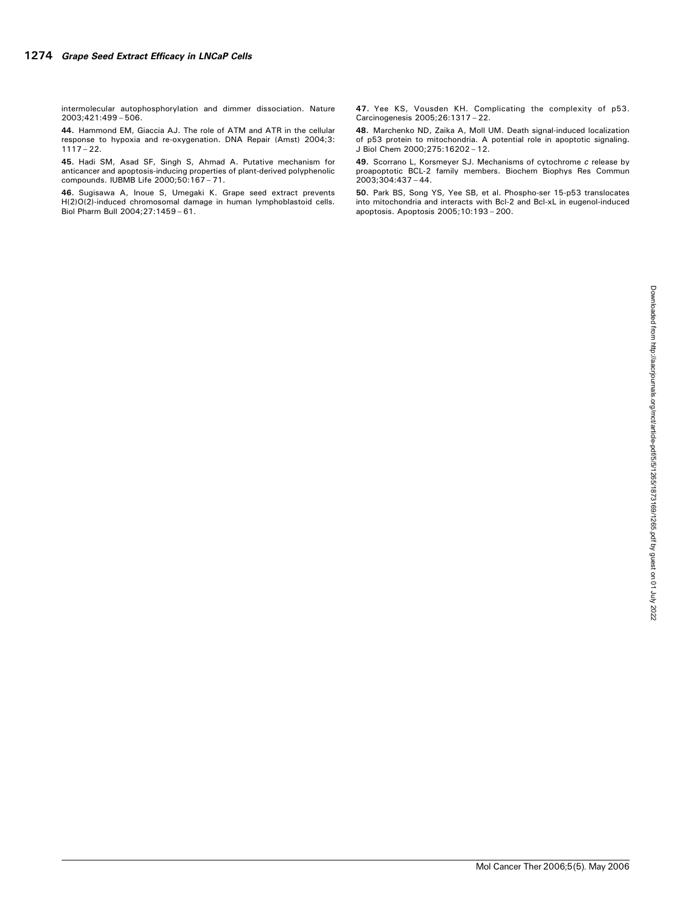intermolecular autophosphorylation and dimmer dissociation. Nature 2003;421:499 – 506.

**44.** Hammond EM, Giaccia AJ. The role of ATM and ATR in the cellular response to hypoxia and re-oxygenation. DNA Repair (Amst) 2004;3: 1117 – 22.

**45.** Hadi SM, Asad SF, Singh S, Ahmad A. Putative mechanism for anticancer and apoptosis-inducing properties of plant-derived polyphenolic compounds. IUBMB Life 2000;50:167 – 71.

**46.** Sugisawa A, Inoue S, Umegaki K. Grape seed extract prevents H(2)O(2)-induced chromosomal damage in human lymphoblastoid cells. Biol Pharm Bull 2004;27:1459 – 61.

**47.** Yee KS, Vousden KH. Complicating the complexity of p53. Carcinogenesis 2005;26:1317 – 22.

**48.** Marchenko ND, Zaika A, Moll UM. Death signal-induced localization of p53 protein to mitochondria. A potential role in apoptotic signaling. J Biol Chem 2000;275:16202 – 12.

**49.** Scorrano L, Korsmeyer SJ. Mechanisms of cytochrome *c* release by proapoptotic BCL-2 family members. Biochem Biophys Res Commun 2003;304:437 – 44.

**50.** Park BS, Song YS, Yee SB, et al. Phospho-ser 15-p53 translocates into mitochondria and interacts with Bcl-2 and Bcl-xL in eugenol-induced apoptosis. Apoptosis 2005;10:193 – 200.